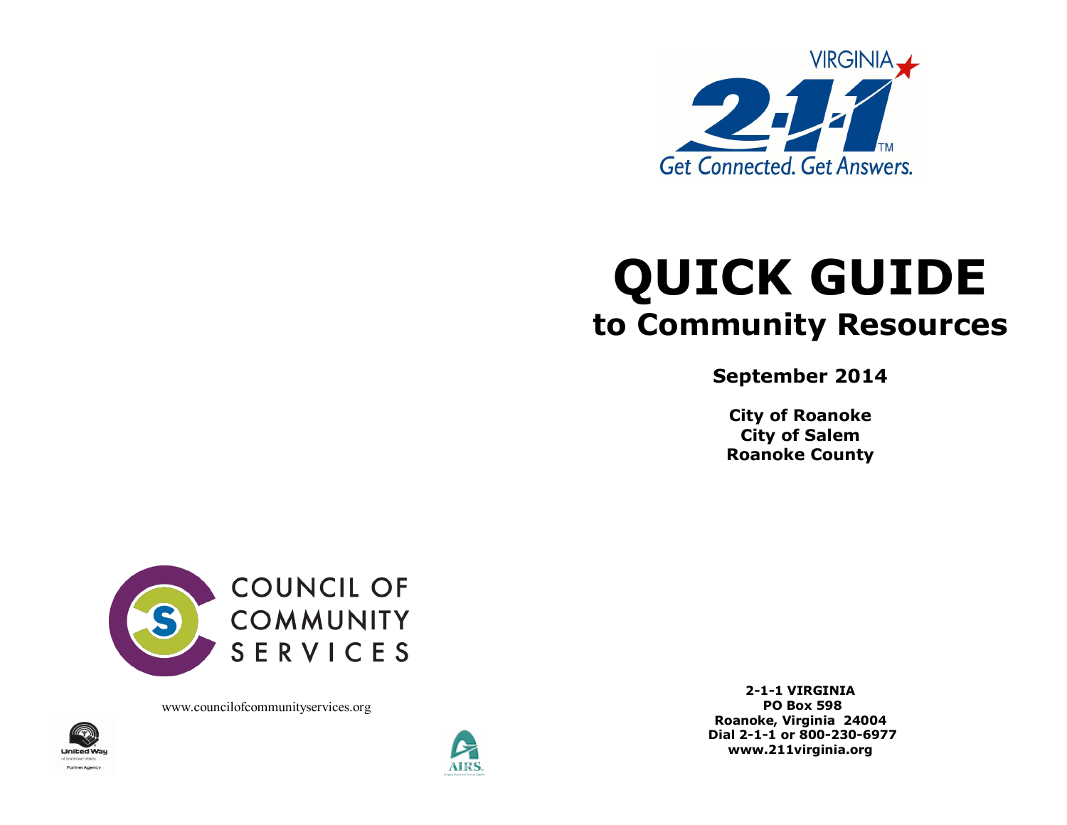VIRGINIA 2-1-1™

Get Connected. Get Answers.

# QUICK GUIDE

## to Community Resources

**September 2014**

**City of Roanoke**
**City of Salem**
**Roanoke County**

COUNCIL OF COMMUNITY SERVICES

www.councilofcommunityservices.org

United Way of Roanoke Valley Partner Agency

AIRS

**2-1-1 VIRGINIA**
**PO Box 598**
**Roanoke, Virginia 24004**
**Dial 2-1-1 or 800-230-6977**
**www.211virginia.org**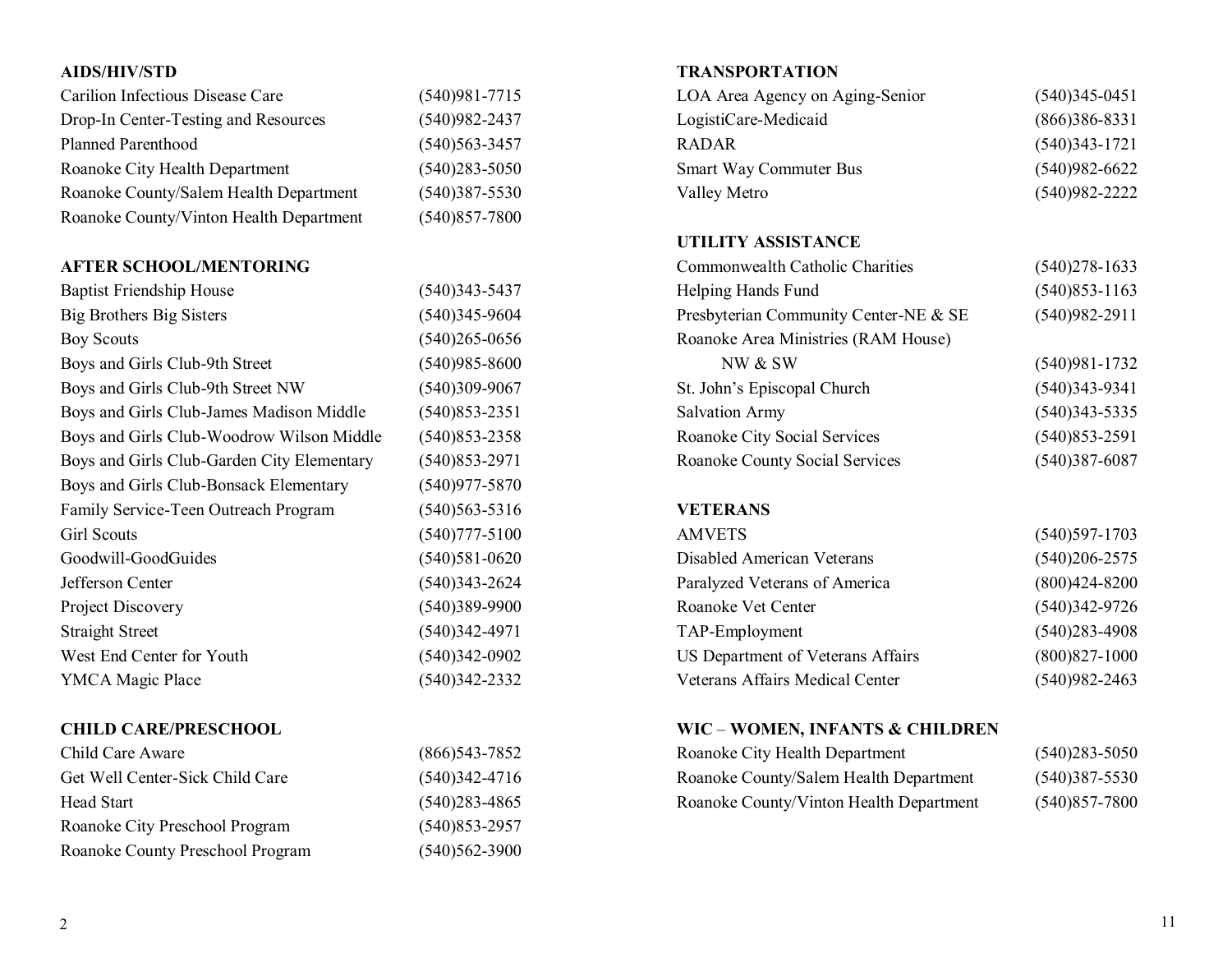## AIDS/HIV/STD

| | |
|---|---|
| Carilion Infectious Disease Care | (540)981-7715 |
| Drop-In Center-Testing and Resources | (540)982-2437 |
| Planned Parenthood | (540)563-3457 |
| Roanoke City Health Department | (540)283-5050 |
| Roanoke County/Salem Health Department | (540)387-5530 |
| Roanoke County/Vinton Health Department | (540)857-7800 |

## AFTER SCHOOL/MENTORING

| | |
|---|---|
| Baptist Friendship House | (540)343-5437 |
| Big Brothers Big Sisters | (540)345-9604 |
| Boy Scouts | (540)265-0656 |
| Boys and Girls Club-9th Street | (540)985-8600 |
| Boys and Girls Club-9th Street NW | (540)309-9067 |
| Boys and Girls Club-James Madison Middle | (540)853-2351 |
| Boys and Girls Club-Woodrow Wilson Middle | (540)853-2358 |
| Boys and Girls Club-Garden City Elementary | (540)853-2971 |
| Boys and Girls Club-Bonsack Elementary | (540)977-5870 |
| Family Service-Teen Outreach Program | (540)563-5316 |
| Girl Scouts | (540)777-5100 |
| Goodwill-GoodGuides | (540)581-0620 |
| Jefferson Center | (540)343-2624 |
| Project Discovery | (540)389-9900 |
| Straight Street | (540)342-4971 |
| West End Center for Youth | (540)342-0902 |
| YMCA Magic Place | (540)342-2332 |

## CHILD CARE/PRESCHOOL

| | |
|---|---|
| Child Care Aware | (866)543-7852 |
| Get Well Center-Sick Child Care | (540)342-4716 |
| Head Start | (540)283-4865 |
| Roanoke City Preschool Program | (540)853-2957 |
| Roanoke County Preschool Program | (540)562-3900 |

## TRANSPORTATION

| | |
|---|---|
| LOA Area Agency on Aging-Senior | (540)345-0451 |
| LogistiCare-Medicaid | (866)386-8331 |
| RADAR | (540)343-1721 |
| Smart Way Commuter Bus | (540)982-6622 |
| Valley Metro | (540)982-2222 |

## UTILITY ASSISTANCE

| | |
|---|---|
| Commonwealth Catholic Charities | (540)278-1633 |
| Helping Hands Fund | (540)853-1163 |
| Presbyterian Community Center-NE & SE | (540)982-2911 |
| Roanoke Area Ministries (RAM House) NW & SW | (540)981-1732 |
| St. John's Episcopal Church | (540)343-9341 |
| Salvation Army | (540)343-5335 |
| Roanoke City Social Services | (540)853-2591 |
| Roanoke County Social Services | (540)387-6087 |

## VETERANS

| | |
|---|---|
| AMVETS | (540)597-1703 |
| Disabled American Veterans | (540)206-2575 |
| Paralyzed Veterans of America | (800)424-8200 |
| Roanoke Vet Center | (540)342-9726 |
| TAP-Employment | (540)283-4908 |
| US Department of Veterans Affairs | (800)827-1000 |
| Veterans Affairs Medical Center | (540)982-2463 |

## WIC – WOMEN, INFANTS & CHILDREN

| | |
|---|---|
| Roanoke City Health Department | (540)283-5050 |
| Roanoke County/Salem Health Department | (540)387-5530 |
| Roanoke County/Vinton Health Department | (540)857-7800 |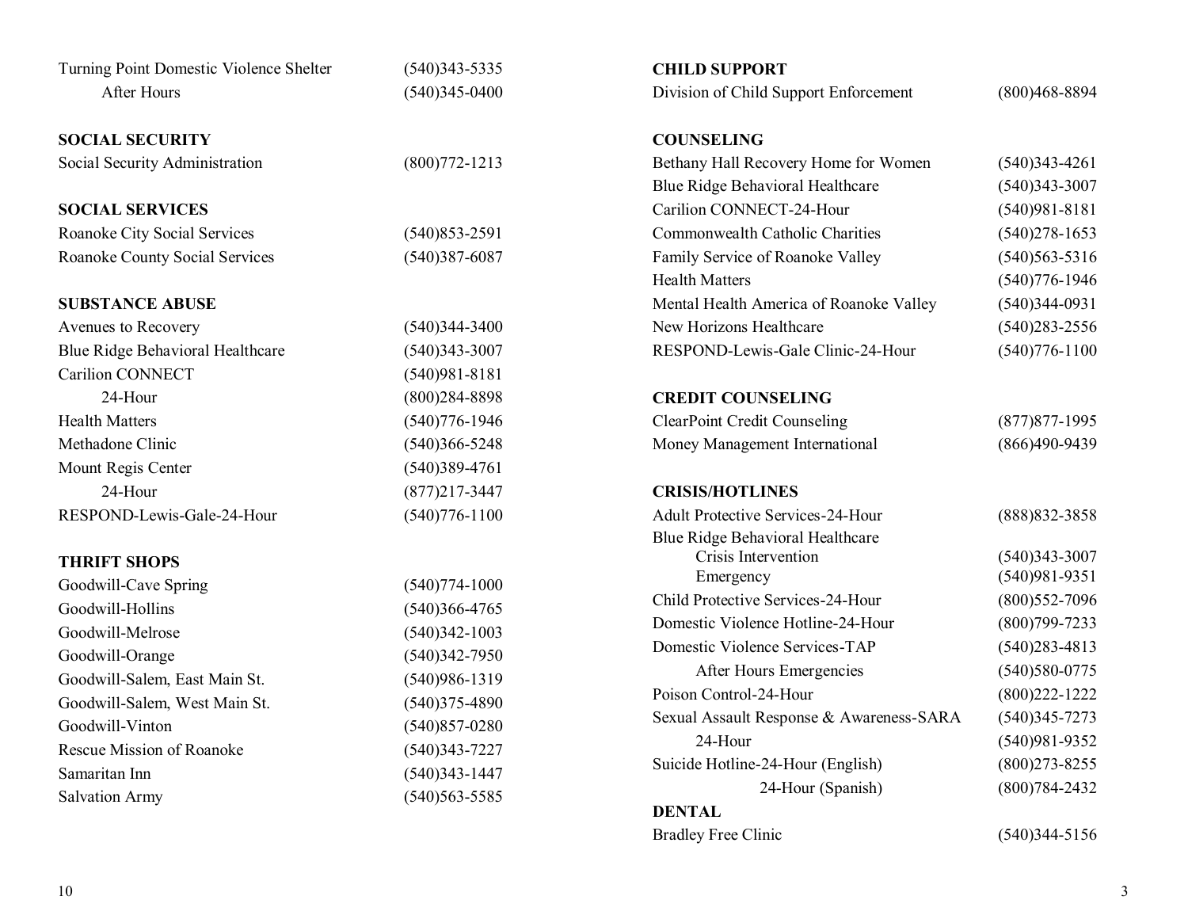| | |
|---|---|
| Turning Point Domestic Violence Shelter | (540)343-5335 |
| After Hours | (540)345-0400 |

**SOCIAL SECURITY**

| | |
|---|---|
| Social Security Administration | (800)772-1213 |

**SOCIAL SERVICES**

| | |
|---|---|
| Roanoke City Social Services | (540)853-2591 |
| Roanoke County Social Services | (540)387-6087 |

**SUBSTANCE ABUSE**

| | |
|---|---|
| Avenues to Recovery | (540)344-3400 |
| Blue Ridge Behavioral Healthcare | (540)343-3007 |
| Carilion CONNECT | (540)981-8181 |
| 24-Hour | (800)284-8898 |
| Health Matters | (540)776-1946 |
| Methadone Clinic | (540)366-5248 |
| Mount Regis Center | (540)389-4761 |
| 24-Hour | (877)217-3447 |
| RESPOND-Lewis-Gale-24-Hour | (540)776-1100 |

**THRIFT SHOPS**

| | |
|---|---|
| Goodwill-Cave Spring | (540)774-1000 |
| Goodwill-Hollins | (540)366-4765 |
| Goodwill-Melrose | (540)342-1003 |
| Goodwill-Orange | (540)342-7950 |
| Goodwill-Salem, East Main St. | (540)986-1319 |
| Goodwill-Salem, West Main St. | (540)375-4890 |
| Goodwill-Vinton | (540)857-0280 |
| Rescue Mission of Roanoke | (540)343-7227 |
| Samaritan Inn | (540)343-1447 |
| Salvation Army | (540)563-5585 |

**CHILD SUPPORT**

| | |
|---|---|
| Division of Child Support Enforcement | (800)468-8894 |

**COUNSELING**

| | |
|---|---|
| Bethany Hall Recovery Home for Women | (540)343-4261 |
| Blue Ridge Behavioral Healthcare | (540)343-3007 |
| Carilion CONNECT-24-Hour | (540)981-8181 |
| Commonwealth Catholic Charities | (540)278-1653 |
| Family Service of Roanoke Valley | (540)563-5316 |
| Health Matters | (540)776-1946 |
| Mental Health America of Roanoke Valley | (540)344-0931 |
| New Horizons Healthcare | (540)283-2556 |
| RESPOND-Lewis-Gale Clinic-24-Hour | (540)776-1100 |

**CREDIT COUNSELING**

| | |
|---|---|
| ClearPoint Credit Counseling | (877)877-1995 |
| Money Management International | (866)490-9439 |

**CRISIS/HOTLINES**

| | |
|---|---|
| Adult Protective Services-24-Hour | (888)832-3858 |
| Blue Ridge Behavioral Healthcare | |
| Crisis Intervention | (540)343-3007 |
| Emergency | (540)981-9351 |
| Child Protective Services-24-Hour | (800)552-7096 |
| Domestic Violence Hotline-24-Hour | (800)799-7233 |
| Domestic Violence Services-TAP | (540)283-4813 |
| After Hours Emergencies | (540)580-0775 |
| Poison Control-24-Hour | (800)222-1222 |
| Sexual Assault Response & Awareness-SARA | (540)345-7273 |
| 24-Hour | (540)981-9352 |
| Suicide Hotline-24-Hour (English) | (800)273-8255 |
| 24-Hour (Spanish) | (800)784-2432 |

**DENTAL**

| | |
|---|---|
| Bradley Free Clinic | (540)344-5156 |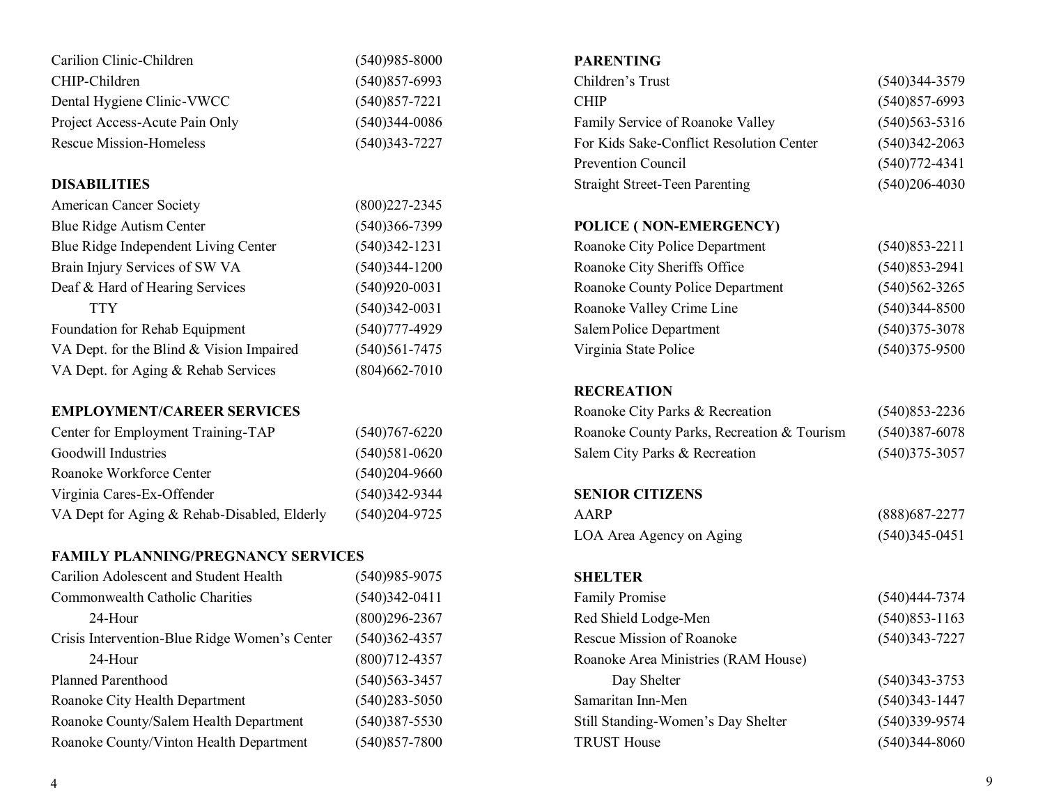| | |
|---|---|
| Carilion Clinic-Children | (540)985-8000 |
| CHIP-Children | (540)857-6993 |
| Dental Hygiene Clinic-VWCC | (540)857-7221 |
| Project Access-Acute Pain Only | (540)344-0086 |
| Rescue Mission-Homeless | (540)343-7227 |

**DISABILITIES**

| | |
|---|---|
| American Cancer Society | (800)227-2345 |
| Blue Ridge Autism Center | (540)366-7399 |
| Blue Ridge Independent Living Center | (540)342-1231 |
| Brain Injury Services of SW VA | (540)344-1200 |
| Deaf & Hard of Hearing Services | (540)920-0031 |
| TTY | (540)342-0031 |
| Foundation for Rehab Equipment | (540)777-4929 |
| VA Dept. for the Blind & Vision Impaired | (540)561-7475 |
| VA Dept. for Aging & Rehab Services | (804)662-7010 |

**EMPLOYMENT/CAREER SERVICES**

| | |
|---|---|
| Center for Employment Training-TAP | (540)767-6220 |
| Goodwill Industries | (540)581-0620 |
| Roanoke Workforce Center | (540)204-9660 |
| Virginia Cares-Ex-Offender | (540)342-9344 |
| VA Dept for Aging & Rehab-Disabled, Elderly | (540)204-9725 |

**FAMILY PLANNING/PREGNANCY SERVICES**

| | |
|---|---|
| Carilion Adolescent and Student Health | (540)985-9075 |
| Commonwealth Catholic Charities | (540)342-0411 |
| 24-Hour | (800)296-2367 |
| Crisis Intervention-Blue Ridge Women's Center | (540)362-4357 |
| 24-Hour | (800)712-4357 |
| Planned Parenthood | (540)563-3457 |
| Roanoke City Health Department | (540)283-5050 |
| Roanoke County/Salem Health Department | (540)387-5530 |
| Roanoke County/Vinton Health Department | (540)857-7800 |

**PARENTING**

| | |
|---|---|
| Children's Trust | (540)344-3579 |
| CHIP | (540)857-6993 |
| Family Service of Roanoke Valley | (540)563-5316 |
| For Kids Sake-Conflict Resolution Center | (540)342-2063 |
| Prevention Council | (540)772-4341 |
| Straight Street-Teen Parenting | (540)206-4030 |

**POLICE ( NON-EMERGENCY)**

| | |
|---|---|
| Roanoke City Police Department | (540)853-2211 |
| Roanoke City Sheriffs Office | (540)853-2941 |
| Roanoke County Police Department | (540)562-3265 |
| Roanoke Valley Crime Line | (540)344-8500 |
| Salem Police Department | (540)375-3078 |
| Virginia State Police | (540)375-9500 |

**RECREATION**

| | |
|---|---|
| Roanoke City Parks & Recreation | (540)853-2236 |
| Roanoke County Parks, Recreation & Tourism | (540)387-6078 |
| Salem City Parks & Recreation | (540)375-3057 |

**SENIOR CITIZENS**

| | |
|---|---|
| AARP | (888)687-2277 |
| LOA Area Agency on Aging | (540)345-0451 |

**SHELTER**

| | |
|---|---|
| Family Promise | (540)444-7374 |
| Red Shield Lodge-Men | (540)853-1163 |
| Rescue Mission of Roanoke | (540)343-7227 |
| Roanoke Area Ministries (RAM House) | |
| Day Shelter | (540)343-3753 |
| Samaritan Inn-Men | (540)343-1447 |
| Still Standing-Women's Day Shelter | (540)339-9574 |
| TRUST House | (540)344-8060 |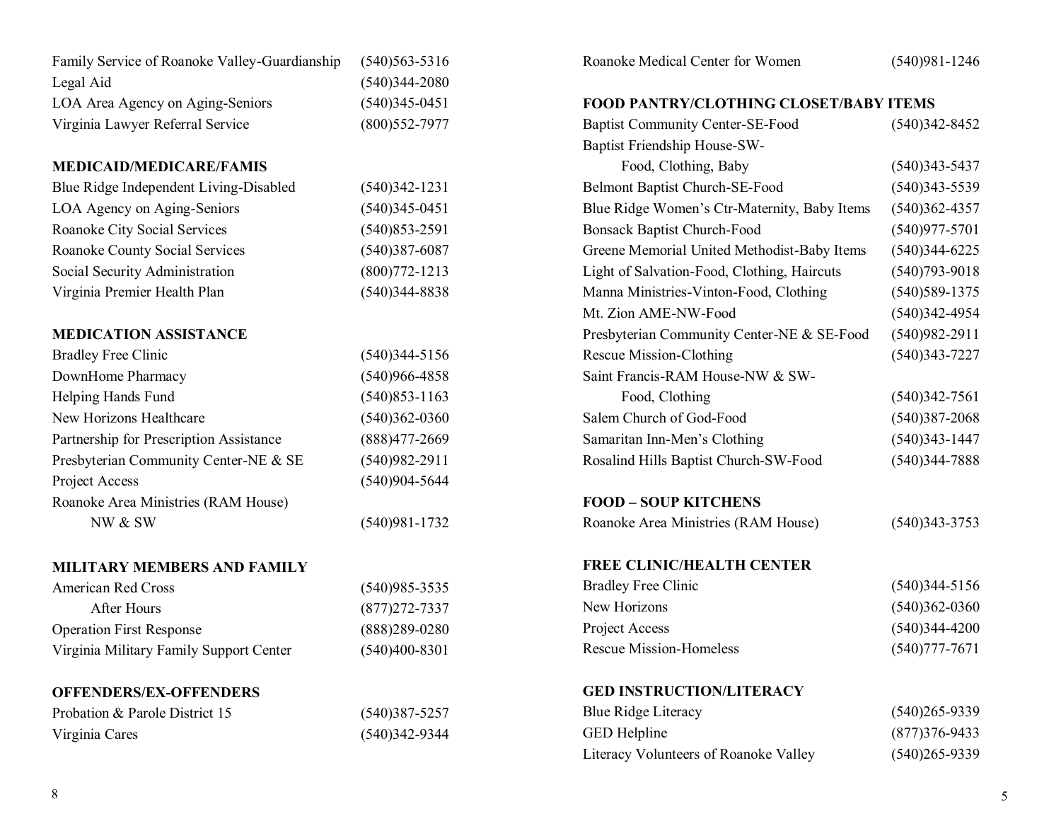Family Service of Roanoke Valley-Guardianship (540)563-5316
Legal Aid (540)344-2080
LOA Area Agency on Aging-Seniors (540)345-0451
Virginia Lawyer Referral Service (800)552-7977

## MEDICAID/MEDICARE/FAMIS

Blue Ridge Independent Living-Disabled (540)342-1231
LOA Agency on Aging-Seniors (540)345-0451
Roanoke City Social Services (540)853-2591
Roanoke County Social Services (540)387-6087
Social Security Administration (800)772-1213
Virginia Premier Health Plan (540)344-8838

## MEDICATION ASSISTANCE

Bradley Free Clinic (540)344-5156
DownHome Pharmacy (540)966-4858
Helping Hands Fund (540)853-1163
New Horizons Healthcare (540)362-0360
Partnership for Prescription Assistance (888)477-2669
Presbyterian Community Center-NE & SE (540)982-2911
Project Access (540)904-5644
Roanoke Area Ministries (RAM House) NW & SW (540)981-1732

## MILITARY MEMBERS AND FAMILY

American Red Cross (540)985-3535
After Hours (877)272-7337
Operation First Response (888)289-0280
Virginia Military Family Support Center (540)400-8301

## OFFENDERS/EX-OFFENDERS

Probation & Parole District 15 (540)387-5257
Virginia Cares (540)342-9344

Roanoke Medical Center for Women (540)981-1246

## FOOD PANTRY/CLOTHING CLOSET/BABY ITEMS

Baptist Community Center-SE-Food (540)342-8452
Baptist Friendship House-SW- Food, Clothing, Baby (540)343-5437
Belmont Baptist Church-SE-Food (540)343-5539
Blue Ridge Women's Ctr-Maternity, Baby Items (540)362-4357
Bonsack Baptist Church-Food (540)977-5701
Greene Memorial United Methodist-Baby Items (540)344-6225
Light of Salvation-Food, Clothing, Haircuts (540)793-9018
Manna Ministries-Vinton-Food, Clothing (540)589-1375
Mt. Zion AME-NW-Food (540)342-4954
Presbyterian Community Center-NE & SE-Food (540)982-2911
Rescue Mission-Clothing (540)343-7227
Saint Francis-RAM House-NW & SW- Food, Clothing (540)342-7561
Salem Church of God-Food (540)387-2068
Samaritan Inn-Men's Clothing (540)343-1447
Rosalind Hills Baptist Church-SW-Food (540)344-7888

## FOOD – SOUP KITCHENS

Roanoke Area Ministries (RAM House) (540)343-3753

## FREE CLINIC/HEALTH CENTER

Bradley Free Clinic (540)344-5156
New Horizons (540)362-0360
Project Access (540)344-4200
Rescue Mission-Homeless (540)777-7671

## GED INSTRUCTION/LITERACY

Blue Ridge Literacy (540)265-9339
GED Helpline (877)376-9433
Literacy Volunteers of Roanoke Valley (540)265-9339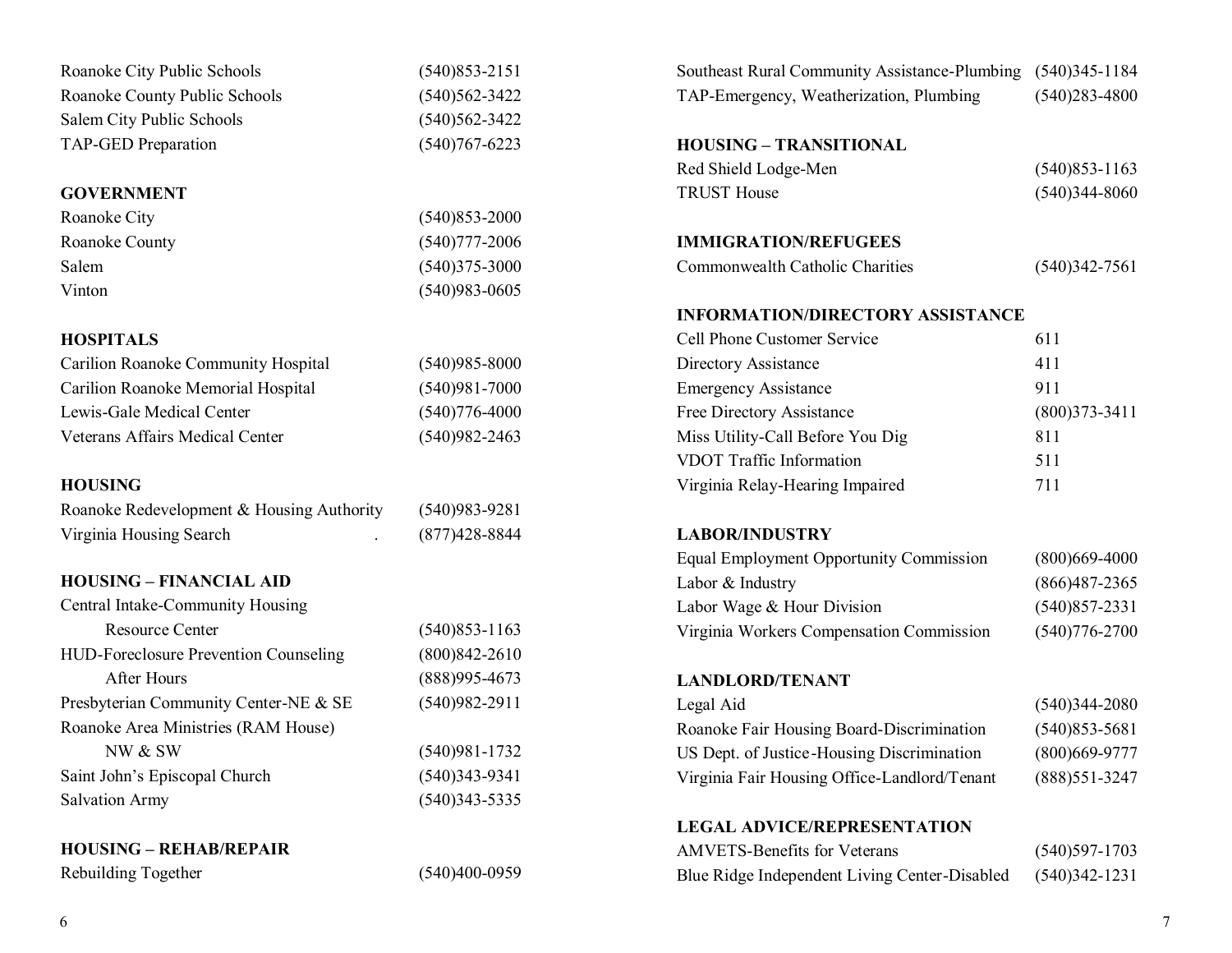| | |
|---|---|
| Roanoke City Public Schools | (540)853-2151 |
| Roanoke County Public Schools | (540)562-3422 |
| Salem City Public Schools | (540)562-3422 |
| TAP-GED Preparation | (540)767-6223 |

**GOVERNMENT**

| | |
|---|---|
| Roanoke City | (540)853-2000 |
| Roanoke County | (540)777-2006 |
| Salem | (540)375-3000 |
| Vinton | (540)983-0605 |

**HOSPITALS**

| | |
|---|---|
| Carilion Roanoke Community Hospital | (540)985-8000 |
| Carilion Roanoke Memorial Hospital | (540)981-7000 |
| Lewis-Gale Medical Center | (540)776-4000 |
| Veterans Affairs Medical Center | (540)982-2463 |

**HOUSING**

| | |
|---|---|
| Roanoke Redevelopment & Housing Authority | (540)983-9281 |
| Virginia Housing Search | (877)428-8844 |

**HOUSING – FINANCIAL AID**

| | |
|---|---|
| Central Intake-Community Housing Resource Center | (540)853-1163 |
| HUD-Foreclosure Prevention Counseling | (800)842-2610 |
| After Hours | (888)995-4673 |
| Presbyterian Community Center-NE & SE | (540)982-2911 |
| Roanoke Area Ministries (RAM House) NW & SW | (540)981-1732 |
| Saint John's Episcopal Church | (540)343-9341 |
| Salvation Army | (540)343-5335 |

**HOUSING – REHAB/REPAIR**

| | |
|---|---|
| Rebuilding Together | (540)400-0959 |
| Southeast Rural Community Assistance-Plumbing | (540)345-1184 |
| TAP-Emergency, Weatherization, Plumbing | (540)283-4800 |

**HOUSING – TRANSITIONAL**

| | |
|---|---|
| Red Shield Lodge-Men | (540)853-1163 |
| TRUST House | (540)344-8060 |

**IMMIGRATION/REFUGEES**

| | |
|---|---|
| Commonwealth Catholic Charities | (540)342-7561 |

**INFORMATION/DIRECTORY ASSISTANCE**

| | |
|---|---|
| Cell Phone Customer Service | 611 |
| Directory Assistance | 411 |
| Emergency Assistance | 911 |
| Free Directory Assistance | (800)373-3411 |
| Miss Utility-Call Before You Dig | 811 |
| VDOT Traffic Information | 511 |
| Virginia Relay-Hearing Impaired | 711 |

**LABOR/INDUSTRY**

| | |
|---|---|
| Equal Employment Opportunity Commission | (800)669-4000 |
| Labor & Industry | (866)487-2365 |
| Labor Wage & Hour Division | (540)857-2331 |
| Virginia Workers Compensation Commission | (540)776-2700 |

**LANDLORD/TENANT**

| | |
|---|---|
| Legal Aid | (540)344-2080 |
| Roanoke Fair Housing Board-Discrimination | (540)853-5681 |
| US Dept. of Justice-Housing Discrimination | (800)669-9777 |
| Virginia Fair Housing Office-Landlord/Tenant | (888)551-3247 |

**LEGAL ADVICE/REPRESENTATION**

| | |
|---|---|
| AMVETS-Benefits for Veterans | (540)597-1703 |
| Blue Ridge Independent Living Center-Disabled | (540)342-1231 |